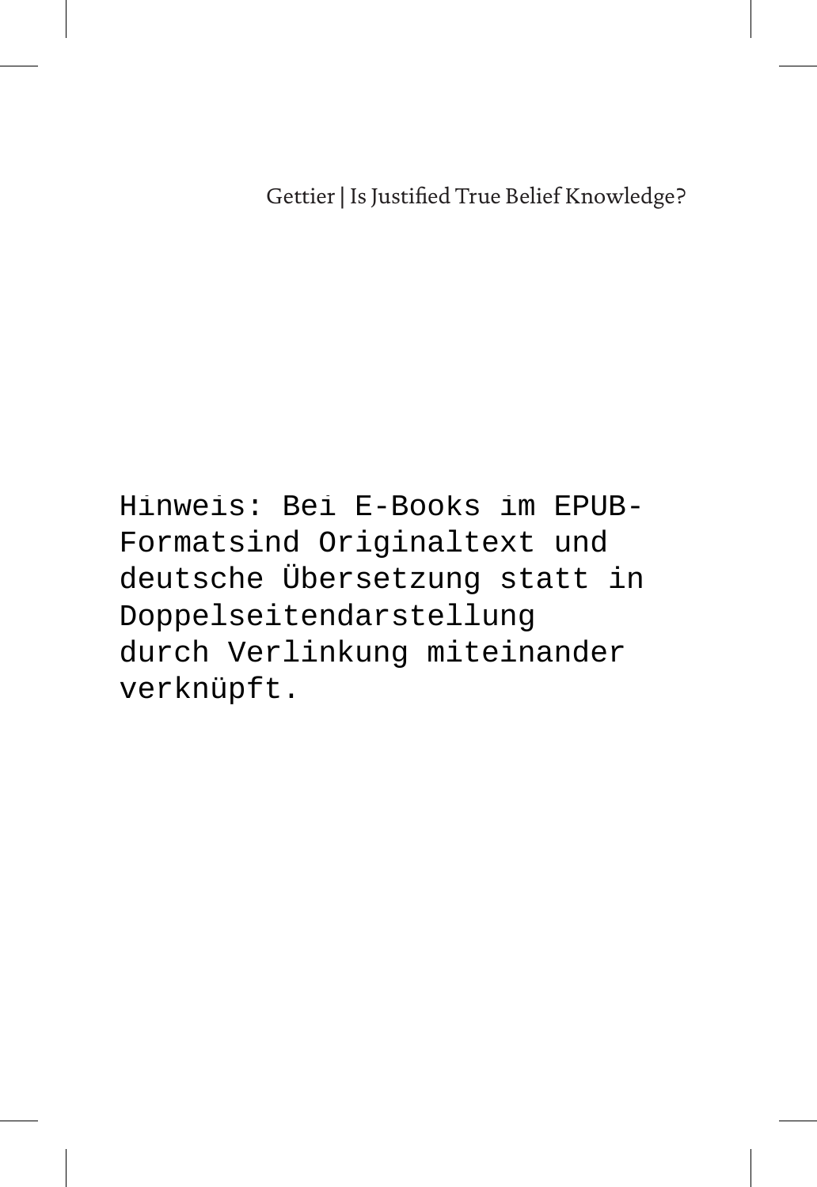Gettier | Is Justified True Belief Knowledge?

Hinweis: Bei E-Books im EPUB-Formatsind Originaltext und deutsche Übersetzung statt in Doppelseitendarstellung durch Verlinkung miteinander verknüpft.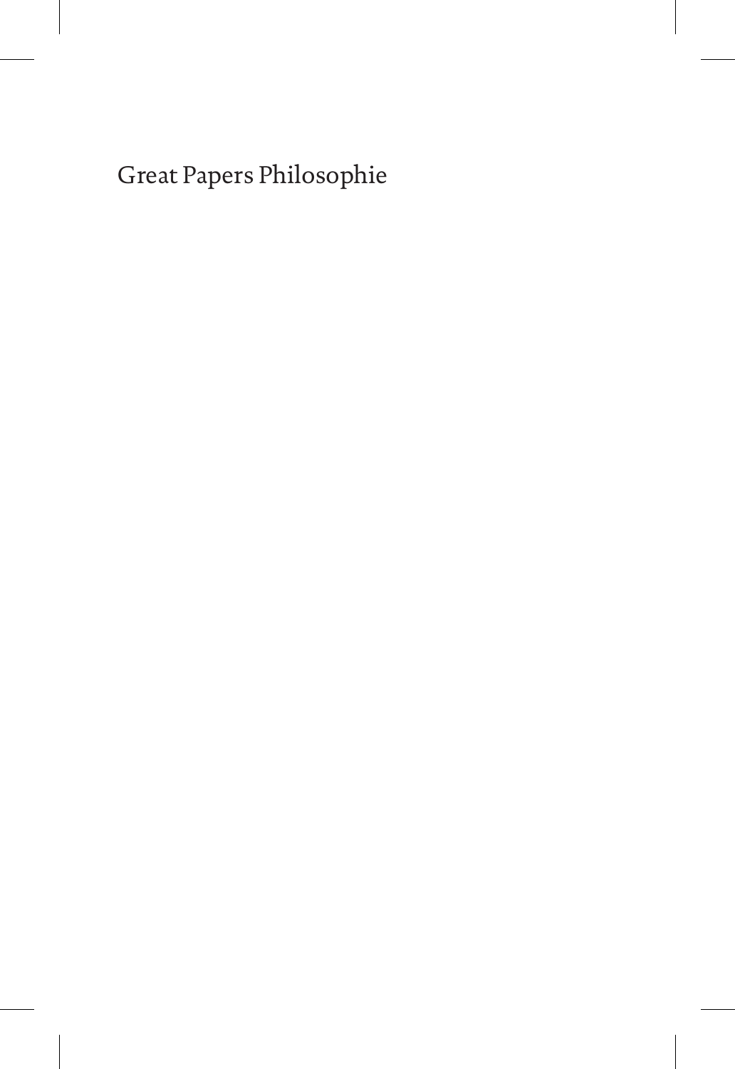Great Papers Philosophie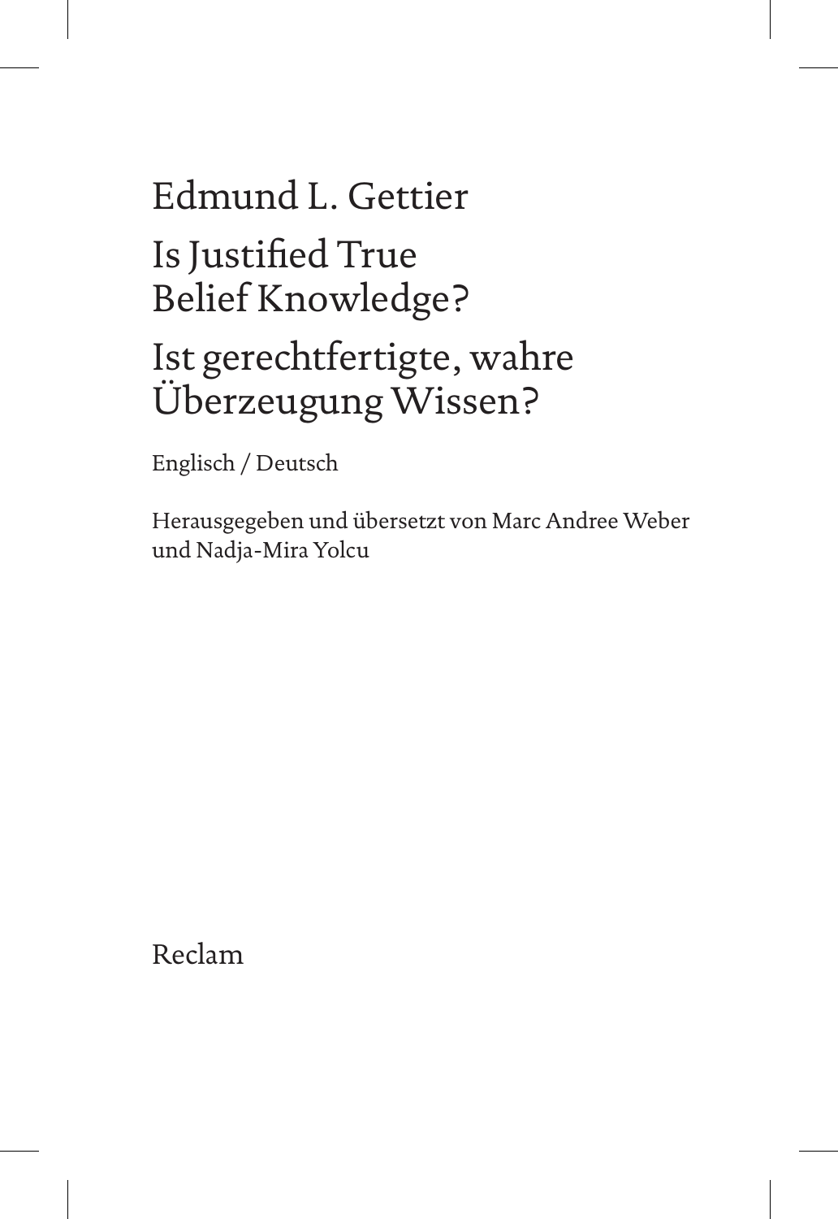# Edmund L. Gettier

## Is Justified True Belief Knowledge?

## Ist gerechtfertigte, wahre Überzeugung Wissen?

Englisch / Deutsch

Herausgegeben und übersetzt von Marc Andree Weber und Nadja-Mira Yolcu

Reclam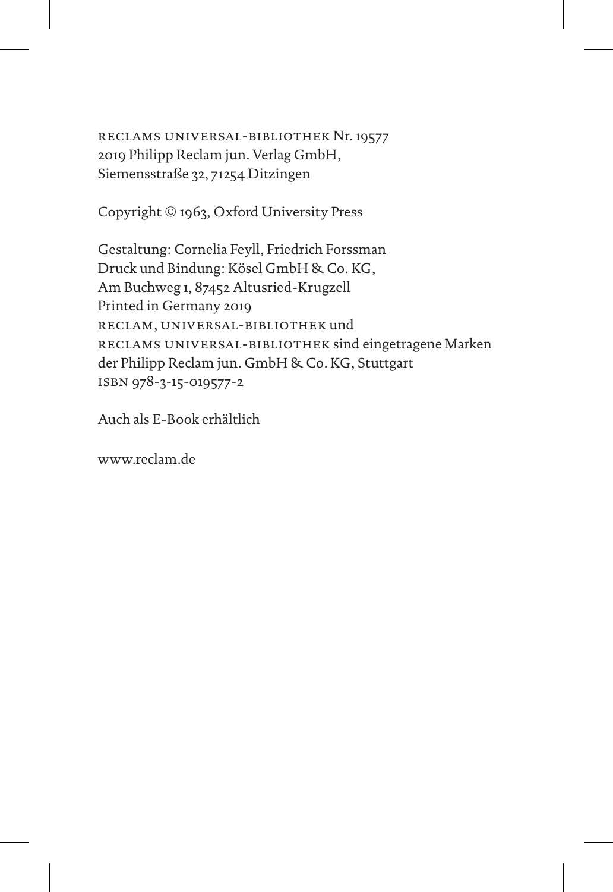RECLAMS UNIVERSAL-BIBLIOTHEK Nr. 19577
2019 Philipp Reclam jun. Verlag GmbH,
Siemensstraße 32, 71254 Ditzingen

Copyright © 1963, Oxford University Press

Gestaltung: Cornelia Feyll, Friedrich Forssman
Druck und Bindung: Kösel GmbH & Co. KG,
Am Buchweg 1, 87452 Altusried-Krugzell
Printed in Germany 2019
RECLAM, UNIVERSAL-BIBLIOTHEK und
RECLAMS UNIVERSAL-BIBLIOTHEK sind eingetragene Marken
der Philipp Reclam jun. GmbH & Co. KG, Stuttgart
ISBN 978-3-15-019577-2

Auch als E-Book erhältlich

www.reclam.de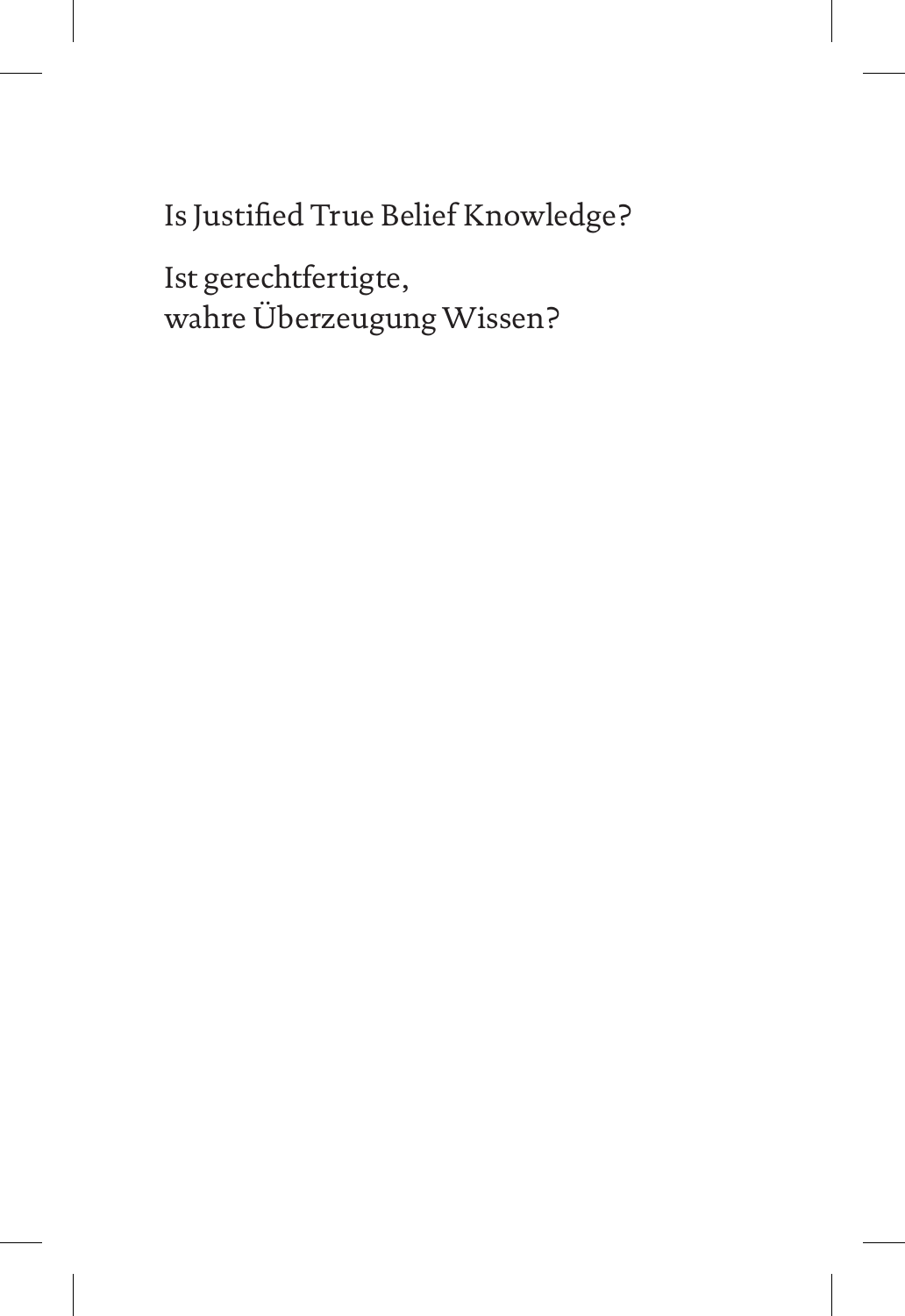Is Justified True Belief Knowledge?

Ist gerechtfertigte,
wahre Überzeugung Wissen?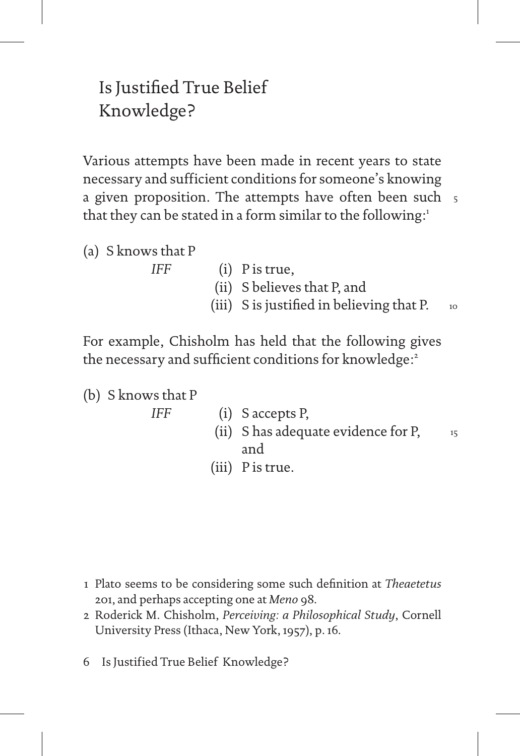# Is Justified True Belief Knowledge?

Various attempts have been made in recent years to state necessary and sufficient conditions for someone's knowing a given proposition. The attempts have often been such that they can be stated in a form similar to the following:[1]

(a) S knows that P

*IFF*

(i) P is true,
(ii) S believes that P, and
(iii) S is justified in believing that P.

For example, Chisholm has held that the following gives the necessary and sufficient conditions for knowledge:[2]

(b) S knows that P

*IFF*

(i) S accepts P,
(ii) S has adequate evidence for P, and
(iii) P is true.

1 Plato seems to be considering some such definition at *Theaetetus* 201, and perhaps accepting one at *Meno* 98.

2 Roderick M. Chisholm, *Perceiving: a Philosophical Study*, Cornell University Press (Ithaca, New York, 1957), p. 16.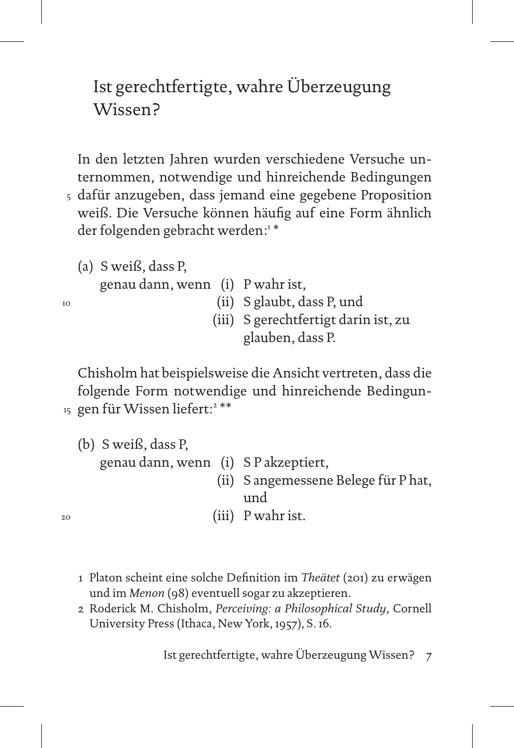# Ist gerechtfertigte, wahre Überzeugung Wissen?

In den letzten Jahren wurden verschiedene Versuche unternommen, notwendige und hinreichende Bedingungen dafür anzugeben, dass jemand eine gegebene Proposition weiß. Die Versuche können häufig auf eine Form ähnlich der folgenden gebracht werden:[1] *

(a) S weiß, dass P,
genau dann, wenn (i) P wahr ist,
(ii) S glaubt, dass P, und
(iii) S gerechtfertigt darin ist, zu glauben, dass P.

Chisholm hat beispielsweise die Ansicht vertreten, dass die folgende Form notwendige und hinreichende Bedingungen für Wissen liefert:[2] **

(b) S weiß, dass P,
genau dann, wenn (i) S P akzeptiert,
(ii) S angemessene Belege für P hat, und
(iii) P wahr ist.

1 Platon scheint eine solche Definition im *Theätet* (201) zu erwägen und im *Menon* (98) eventuell sogar zu akzeptieren.

2 Roderick M. Chisholm, *Perceiving: a Philosophical Study*, Cornell University Press (Ithaca, New York, 1957), S. 16.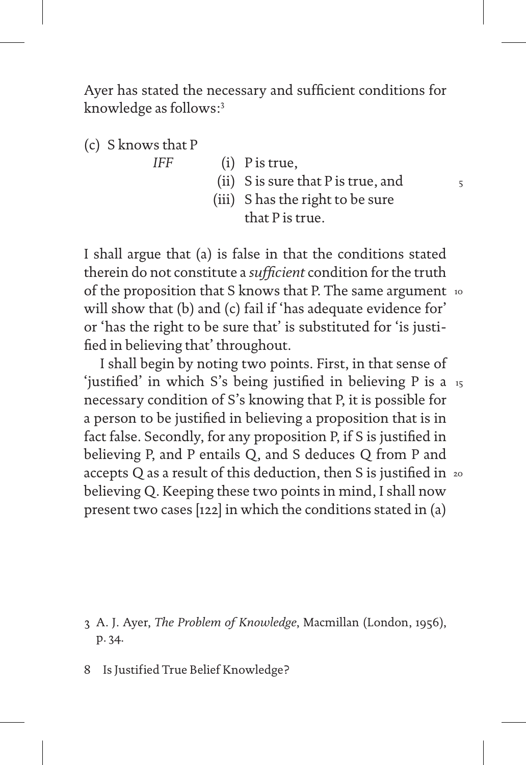Ayer has stated the necessary and sufficient conditions for knowledge as follows:[3]

(c) S knows that P
*IFF* (i) P is true,
(ii) S is sure that P is true, and
(iii) S has the right to be sure that P is true.

I shall argue that (a) is false in that the conditions stated therein do not constitute a *sufficient* condition for the truth of the proposition that S knows that P. The same argument will show that (b) and (c) fail if 'has adequate evidence for' or 'has the right to be sure that' is substituted for 'is justified in believing that' throughout.

I shall begin by noting two points. First, in that sense of 'justified' in which S's being justified in believing P is a necessary condition of S's knowing that P, it is possible for a person to be justified in believing a proposition that is in fact false. Secondly, for any proposition P, if S is justified in believing P, and P entails Q, and S deduces Q from P and accepts Q as a result of this deduction, then S is justified in believing Q. Keeping these two points in mind, I shall now present two cases [122] in which the conditions stated in (a)

3 A. J. Ayer, *The Problem of Knowledge*, Macmillan (London, 1956), p. 34.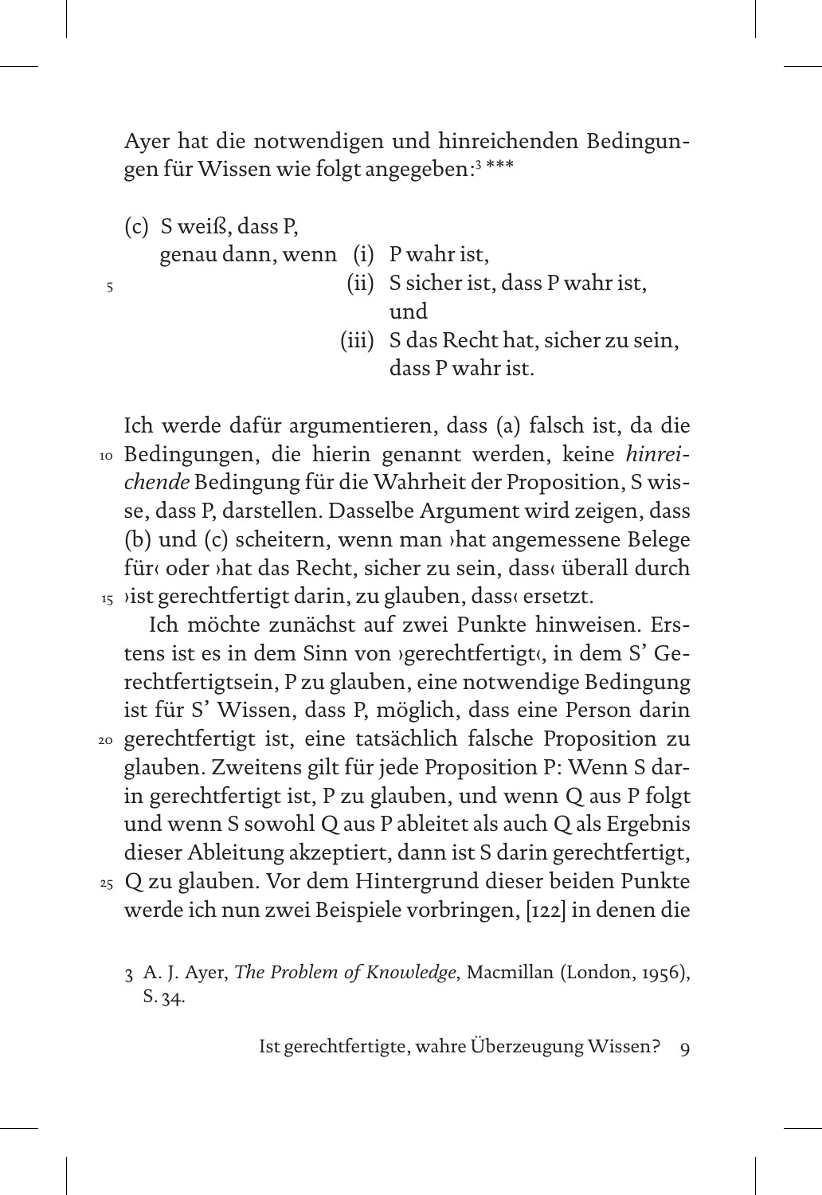Ayer hat die notwendigen und hinreichenden Bedingungen für Wissen wie folgt angegeben:[3] ***

(c) S weiß, dass P,
genau dann, wenn (i) P wahr ist,
(ii) S sicher ist, dass P wahr ist, und
(iii) S das Recht hat, sicher zu sein, dass P wahr ist.

Ich werde dafür argumentieren, dass (a) falsch ist, da die Bedingungen, die hierin genannt werden, keine *hinreichende* Bedingung für die Wahrheit der Proposition, S wisse, dass P, darstellen. Dasselbe Argument wird zeigen, dass (b) und (c) scheitern, wenn man ›hat angemessene Belege für‹ oder ›hat das Recht, sicher zu sein, dass‹ überall durch ›ist gerechtfertigt darin, zu glauben, dass‹ ersetzt.

Ich möchte zunächst auf zwei Punkte hinweisen. Erstens ist es in dem Sinn von ›gerechtfertigt‹, in dem S' Gerechtfertigtsein, P zu glauben, eine notwendige Bedingung ist für S' Wissen, dass P, möglich, dass eine Person darin gerechtfertigt ist, eine tatsächlich falsche Proposition zu glauben. Zweitens gilt für jede Proposition P: Wenn S darin gerechtfertigt ist, P zu glauben, und wenn Q aus P folgt und wenn S sowohl Q aus P ableitet als auch Q als Ergebnis dieser Ableitung akzeptiert, dann ist S darin gerechtfertigt, Q zu glauben. Vor dem Hintergrund dieser beiden Punkte werde ich nun zwei Beispiele vorbringen, [122] in denen die

3 A. J. Ayer, *The Problem of Knowledge*, Macmillan (London, 1956), S. 34.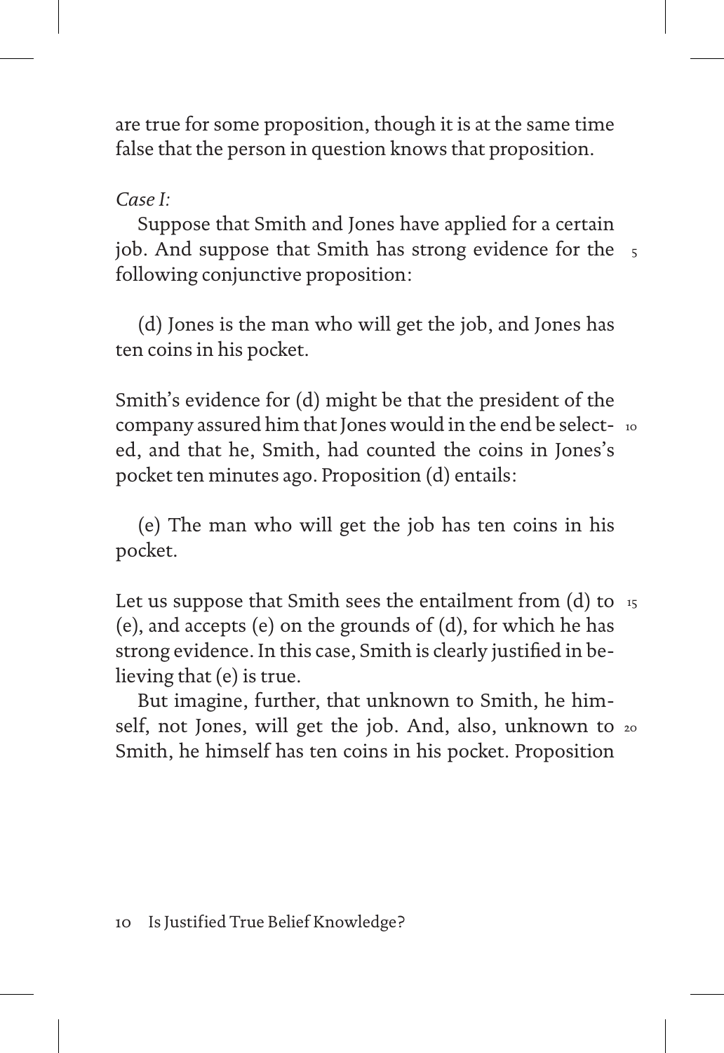are true for some proposition, though it is at the same time false that the person in question knows that proposition.

*Case I:*

Suppose that Smith and Jones have applied for a certain job. And suppose that Smith has strong evidence for the following conjunctive proposition:

(d) Jones is the man who will get the job, and Jones has ten coins in his pocket.

Smith's evidence for (d) might be that the president of the company assured him that Jones would in the end be selected, and that he, Smith, had counted the coins in Jones's pocket ten minutes ago. Proposition (d) entails:

(e) The man who will get the job has ten coins in his pocket.

Let us suppose that Smith sees the entailment from (d) to (e), and accepts (e) on the grounds of (d), for which he has strong evidence. In this case, Smith is clearly justified in believing that (e) is true.

But imagine, further, that unknown to Smith, he himself, not Jones, will get the job. And, also, unknown to Smith, he himself has ten coins in his pocket. Proposition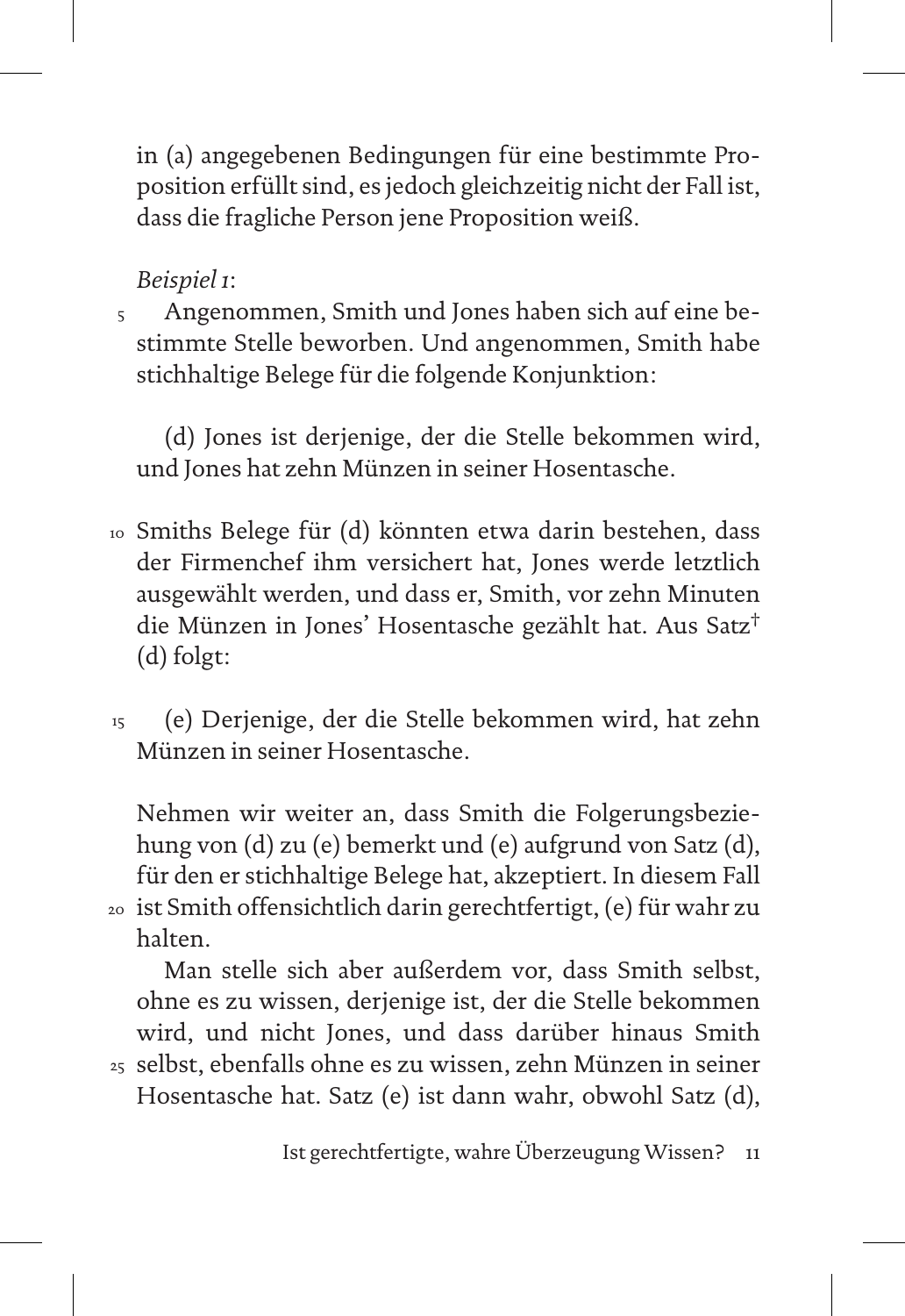in (a) angegebenen Bedingungen für eine bestimmte Proposition erfüllt sind, es jedoch gleichzeitig nicht der Fall ist, dass die fragliche Person jene Proposition weiß.

*Beispiel 1*:

Angenommen, Smith und Jones haben sich auf eine bestimmte Stelle beworben. Und angenommen, Smith habe stichhaltige Belege für die folgende Konjunktion:

(d) Jones ist derjenige, der die Stelle bekommen wird, und Jones hat zehn Münzen in seiner Hosentasche.

Smiths Belege für (d) könnten etwa darin bestehen, dass der Firmenchef ihm versichert hat, Jones werde letztlich ausgewählt werden, und dass er, Smith, vor zehn Minuten die Münzen in Jones' Hosentasche gezählt hat. Aus Satz† (d) folgt:

(e) Derjenige, der die Stelle bekommen wird, hat zehn Münzen in seiner Hosentasche.

Nehmen wir weiter an, dass Smith die Folgerungsbeziehung von (d) zu (e) bemerkt und (e) aufgrund von Satz (d), für den er stichhaltige Belege hat, akzeptiert. In diesem Fall ist Smith offensichtlich darin gerechtfertigt, (e) für wahr zu halten.

Man stelle sich aber außerdem vor, dass Smith selbst, ohne es zu wissen, derjenige ist, der die Stelle bekommen wird, und nicht Jones, und dass darüber hinaus Smith selbst, ebenfalls ohne es zu wissen, zehn Münzen in seiner Hosentasche hat. Satz (e) ist dann wahr, obwohl Satz (d),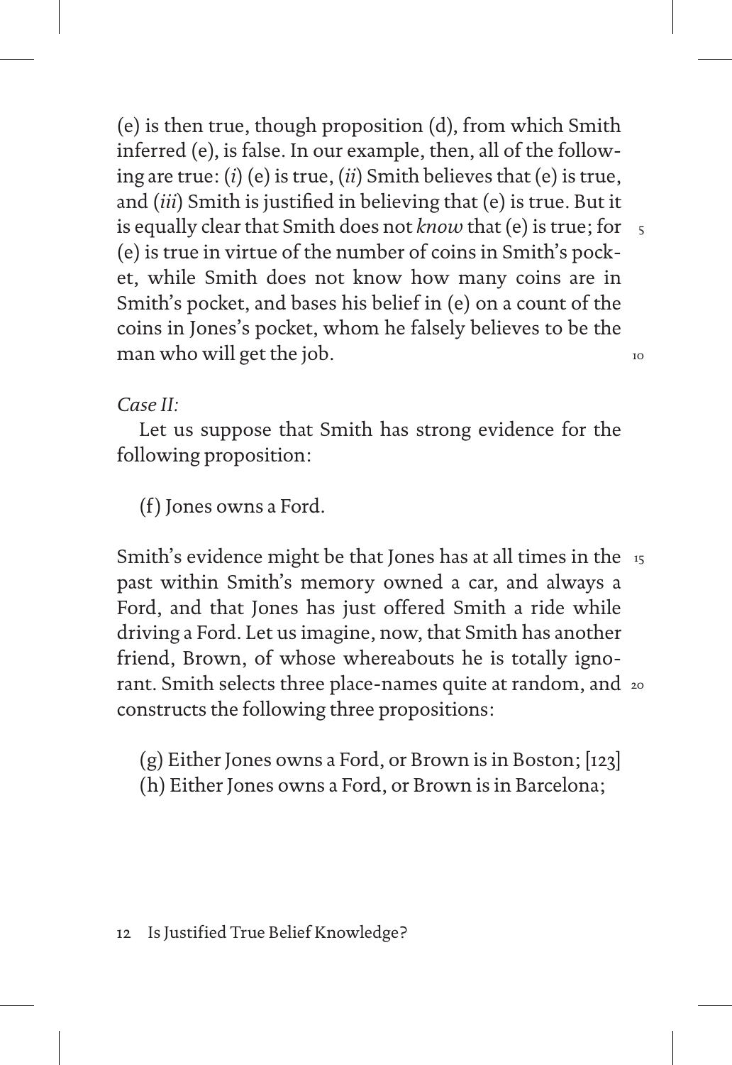(e) is then true, though proposition (d), from which Smith inferred (e), is false. In our example, then, all of the following are true: (*i*) (e) is true, (*ii*) Smith believes that (e) is true, and (*iii*) Smith is justified in believing that (e) is true. But it is equally clear that Smith does not *know* that (e) is true; for (e) is true in virtue of the number of coins in Smith's pocket, while Smith does not know how many coins are in Smith's pocket, and bases his belief in (e) on a count of the coins in Jones's pocket, whom he falsely believes to be the man who will get the job.

*Case II:*

Let us suppose that Smith has strong evidence for the following proposition:

(f) Jones owns a Ford.

Smith's evidence might be that Jones has at all times in the past within Smith's memory owned a car, and always a Ford, and that Jones has just offered Smith a ride while driving a Ford. Let us imagine, now, that Smith has another friend, Brown, of whose whereabouts he is totally ignorant. Smith selects three place-names quite at random, and constructs the following three propositions:

(g) Either Jones owns a Ford, or Brown is in Boston; [123]
(h) Either Jones owns a Ford, or Brown is in Barcelona;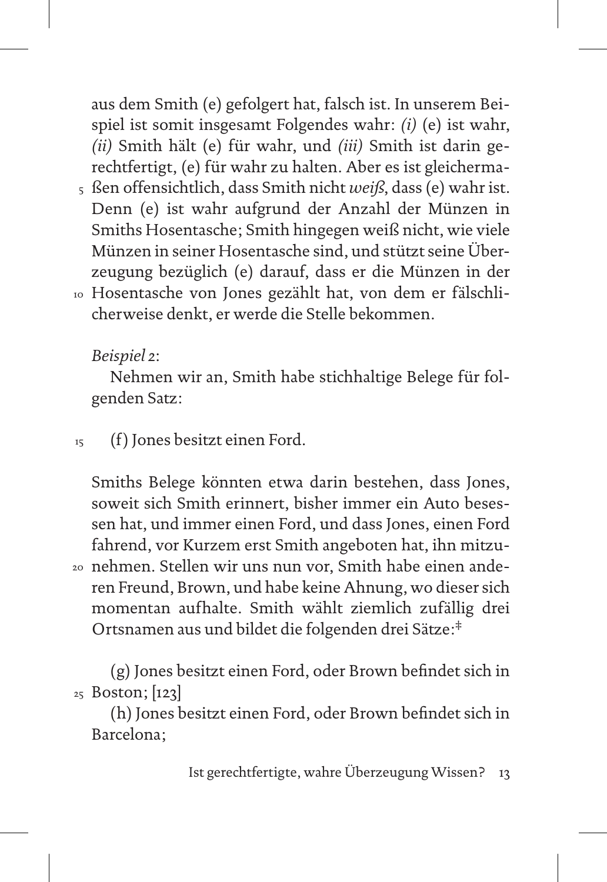aus dem Smith (e) gefolgert hat, falsch ist. In unserem Beispiel ist somit insgesamt Folgendes wahr: *(i)* (e) ist wahr, *(ii)* Smith hält (e) für wahr, und *(iii)* Smith ist darin gerechtfertigt, (e) für wahr zu halten. Aber es ist gleichermaßen offensichtlich, dass Smith nicht *weiß*, dass (e) wahr ist. Denn (e) ist wahr aufgrund der Anzahl der Münzen in Smiths Hosentasche; Smith hingegen weiß nicht, wie viele Münzen in seiner Hosentasche sind, und stützt seine Überzeugung bezüglich (e) darauf, dass er die Münzen in der Hosentasche von Jones gezählt hat, von dem er fälschlicherweise denkt, er werde die Stelle bekommen.

*Beispiel 2*:

Nehmen wir an, Smith habe stichhaltige Belege für folgenden Satz:

(f) Jones besitzt einen Ford.

Smiths Belege könnten etwa darin bestehen, dass Jones, soweit sich Smith erinnert, bisher immer ein Auto besessen hat, und immer einen Ford, und dass Jones, einen Ford fahrend, vor Kurzem erst Smith angeboten hat, ihn mitzunehmen. Stellen wir uns nun vor, Smith habe einen anderen Freund, Brown, und habe keine Ahnung, wo dieser sich momentan aufhalte. Smith wählt ziemlich zufällig drei Ortsnamen aus und bildet die folgenden drei Sätze:‡

(g) Jones besitzt einen Ford, oder Brown befindet sich in Boston; [123]

(h) Jones besitzt einen Ford, oder Brown befindet sich in Barcelona;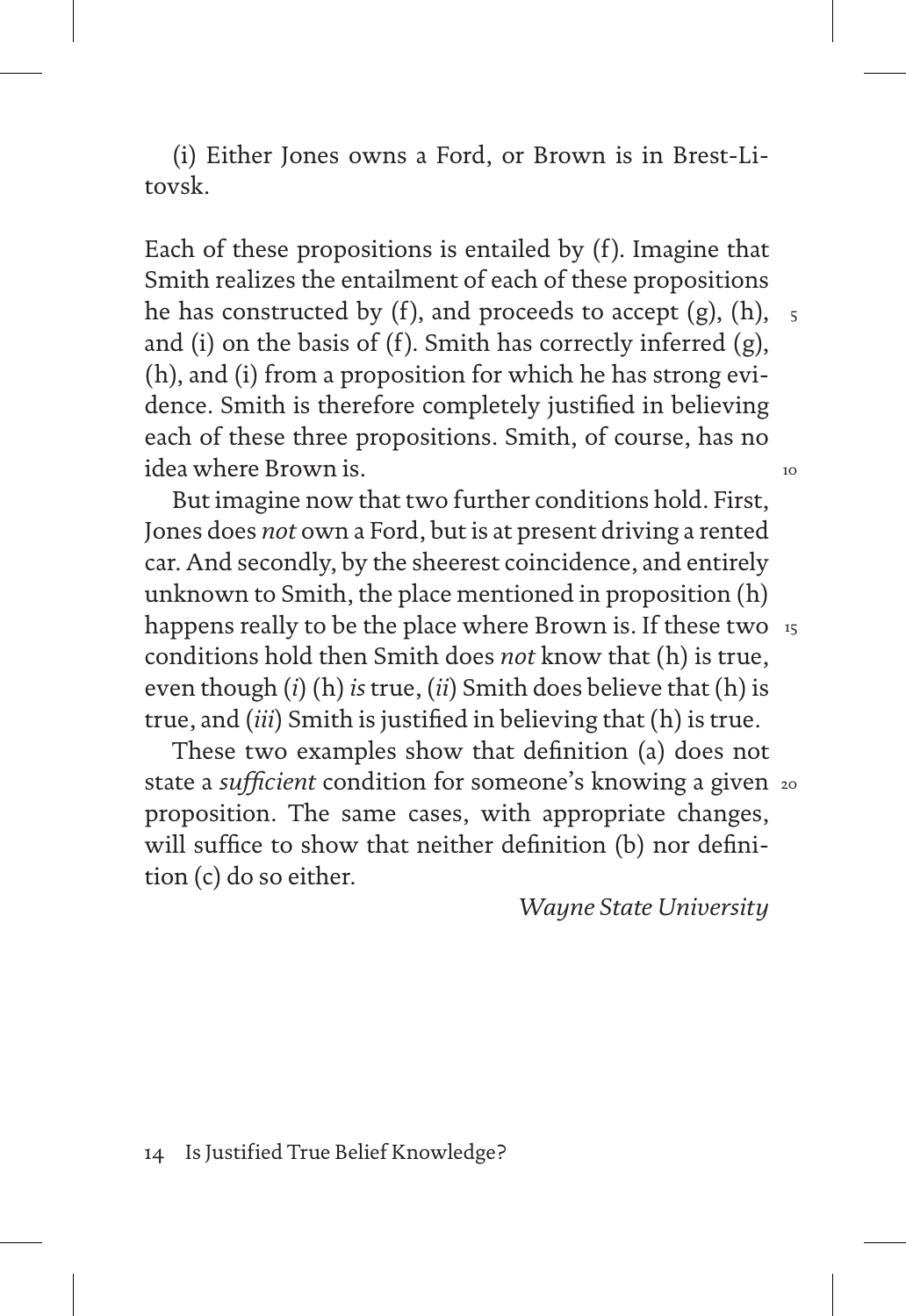(i) Either Jones owns a Ford, or Brown is in Brest-Litovsk.

Each of these propositions is entailed by (f). Imagine that Smith realizes the entailment of each of these propositions he has constructed by (f), and proceeds to accept (g), (h), and (i) on the basis of (f). Smith has correctly inferred (g), (h), and (i) from a proposition for which he has strong evidence. Smith is therefore completely justified in believing each of these three propositions. Smith, of course, has no idea where Brown is.

But imagine now that two further conditions hold. First, Jones does *not* own a Ford, but is at present driving a rented car. And secondly, by the sheerest coincidence, and entirely unknown to Smith, the place mentioned in proposition (h) happens really to be the place where Brown is. If these two conditions hold then Smith does *not* know that (h) is true, even though (*i*) (h) *is* true, (*ii*) Smith does believe that (h) is true, and (*iii*) Smith is justified in believing that (h) is true.

These two examples show that definition (a) does not state a *sufficient* condition for someone's knowing a given proposition. The same cases, with appropriate changes, will suffice to show that neither definition (b) nor definition (c) do so either.

*Wayne State University*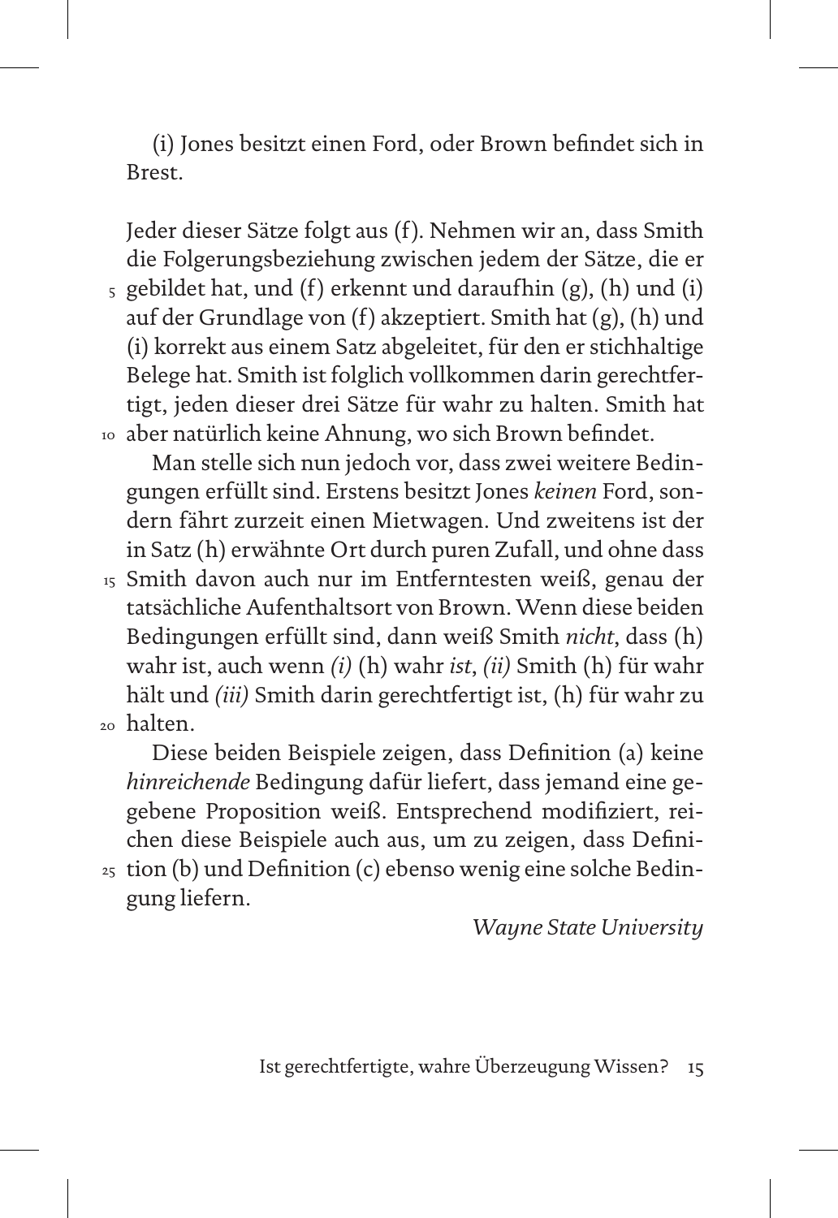(i) Jones besitzt einen Ford, oder Brown befindet sich in Brest.

Jeder dieser Sätze folgt aus (f). Nehmen wir an, dass Smith die Folgerungsbeziehung zwischen jedem der Sätze, die er gebildet hat, und (f) erkennt und daraufhin (g), (h) und (i) auf der Grundlage von (f) akzeptiert. Smith hat (g), (h) und (i) korrekt aus einem Satz abgeleitet, für den er stichhaltige Belege hat. Smith ist folglich vollkommen darin gerechtfertigt, jeden dieser drei Sätze für wahr zu halten. Smith hat aber natürlich keine Ahnung, wo sich Brown befindet.

Man stelle sich nun jedoch vor, dass zwei weitere Bedingungen erfüllt sind. Erstens besitzt Jones *keinen* Ford, sondern fährt zurzeit einen Mietwagen. Und zweitens ist der in Satz (h) erwähnte Ort durch puren Zufall, und ohne dass Smith davon auch nur im Entferntesten weiß, genau der tatsächliche Aufenthaltsort von Brown. Wenn diese beiden Bedingungen erfüllt sind, dann weiß Smith *nicht*, dass (h) wahr ist, auch wenn *(i)* (h) wahr *ist*, *(ii)* Smith (h) für wahr hält und *(iii)* Smith darin gerechtfertigt ist, (h) für wahr zu halten.

Diese beiden Beispiele zeigen, dass Definition (a) keine *hinreichende* Bedingung dafür liefert, dass jemand eine gegebene Proposition weiß. Entsprechend modifiziert, reichen diese Beispiele auch aus, um zu zeigen, dass Definition (b) und Definition (c) ebenso wenig eine solche Bedingung liefern.

*Wayne State University*